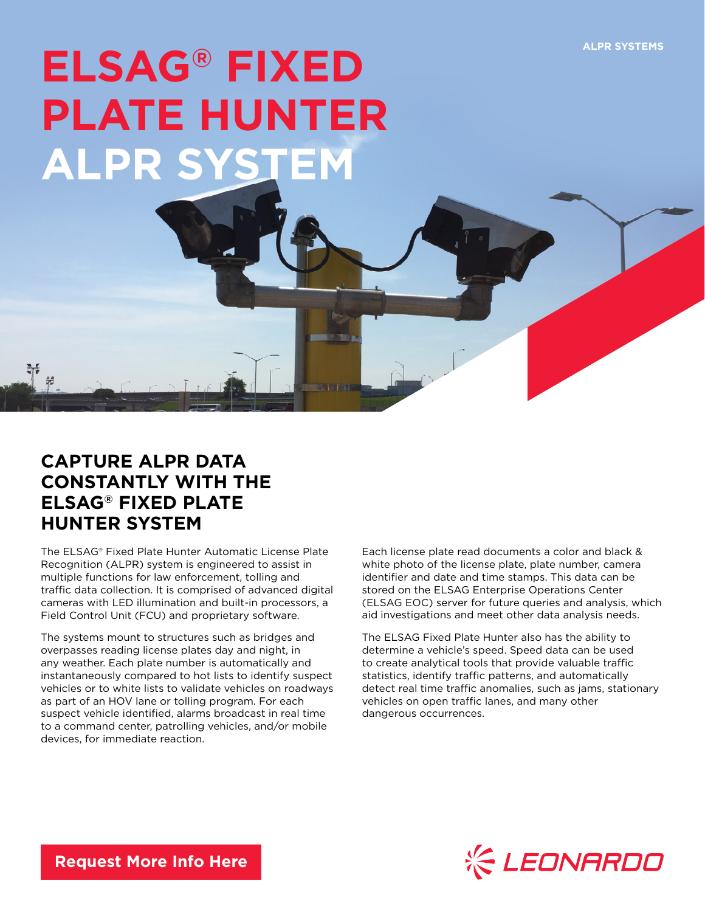ALPR SYSTEMS

# ELSAG® FIXED PLATE HUNTER ALPR SYSTEM

## CAPTURE ALPR DATA CONSTANTLY WITH THE ELSAG® FIXED PLATE HUNTER SYSTEM

The ELSAG® Fixed Plate Hunter Automatic License Plate Recognition (ALPR) system is engineered to assist in multiple functions for law enforcement, tolling and traffic data collection. It is comprised of advanced digital cameras with LED illumination and built-in processors, a Field Control Unit (FCU) and proprietary software.

The systems mount to structures such as bridges and overpasses reading license plates day and night, in any weather. Each plate number is automatically and instantaneously compared to hot lists to identify suspect vehicles or to white lists to validate vehicles on roadways as part of an HOV lane or tolling program. For each suspect vehicle identified, alarms broadcast in real time to a command center, patrolling vehicles, and/or mobile devices, for immediate reaction.

Each license plate read documents a color and black & white photo of the license plate, plate number, camera identifier and date and time stamps. This data can be stored on the ELSAG Enterprise Operations Center (ELSAG EOC) server for future queries and analysis, which aid investigations and meet other data analysis needs.

The ELSAG Fixed Plate Hunter also has the ability to determine a vehicle's speed. Speed data can be used to create analytical tools that provide valuable traffic statistics, identify traffic patterns, and automatically detect real time traffic anomalies, such as jams, stationary vehicles on open traffic lanes, and many other dangerous occurrences.

**Request More Info Here**

LEONARDO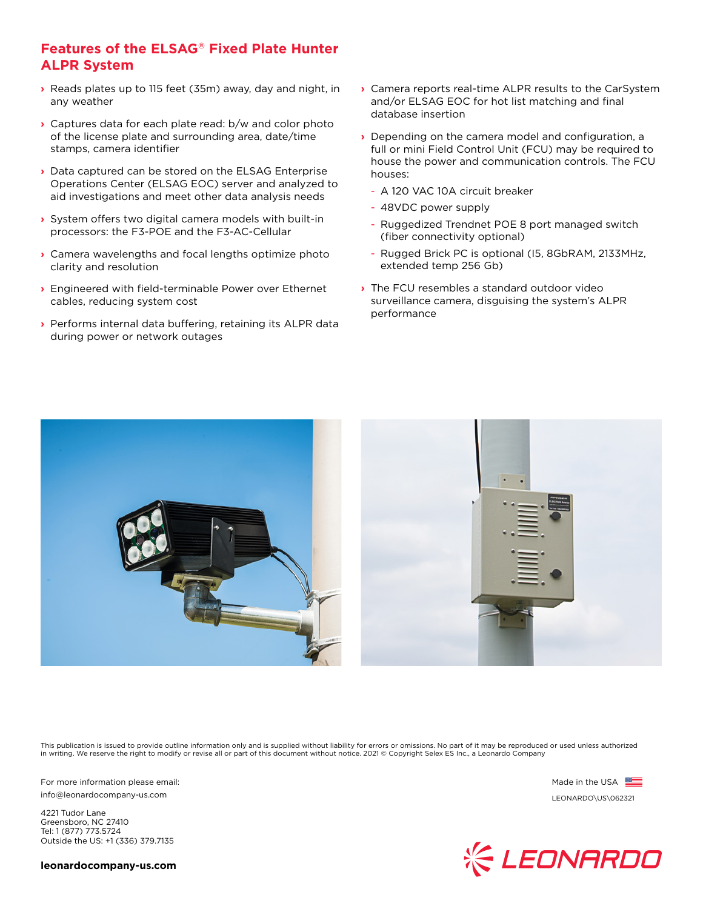## Features of the ELSAG® Fixed Plate Hunter ALPR System

- Reads plates up to 115 feet (35m) away, day and night, in any weather
- Captures data for each plate read: b/w and color photo of the license plate and surrounding area, date/time stamps, camera identifier
- Data captured can be stored on the ELSAG Enterprise Operations Center (ELSAG EOC) server and analyzed to aid investigations and meet other data analysis needs
- System offers two digital camera models with built-in processors: the F3-POE and the F3-AC-Cellular
- Camera wavelengths and focal lengths optimize photo clarity and resolution
- Engineered with field-terminable Power over Ethernet cables, reducing system cost
- Performs internal data buffering, retaining its ALPR data during power or network outages
- Camera reports real-time ALPR results to the CarSystem and/or ELSAG EOC for hot list matching and final database insertion
- Depending on the camera model and configuration, a full or mini Field Control Unit (FCU) may be required to house the power and communication controls. The FCU houses:
  - A 120 VAC 10A circuit breaker
  - 48VDC power supply
  - Ruggedized Trendnet POE 8 port managed switch (fiber connectivity optional)
  - Rugged Brick PC is optional (I5, 8GbRAM, 2133MHz, extended temp 256 Gb)
- The FCU resembles a standard outdoor video surveillance camera, disguising the system's ALPR performance

This publication is issued to provide outline information only and is supplied without liability for errors or omissions. No part of it may be reproduced or used unless authorized in writing. We reserve the right to modify or revise all or part of this document without notice. 2021 © Copyright Selex ES Inc., a Leonardo Company

For more information please email:
info@leonardocompany-us.com

4221 Tudor Lane
Greensboro, NC 27410
Tel: 1 (877) 773.5724
Outside the US: +1 (336) 379.7135

**leonardocompany-us.com**

Made in the USA

LEONARDO\US\062321

LEONARDO